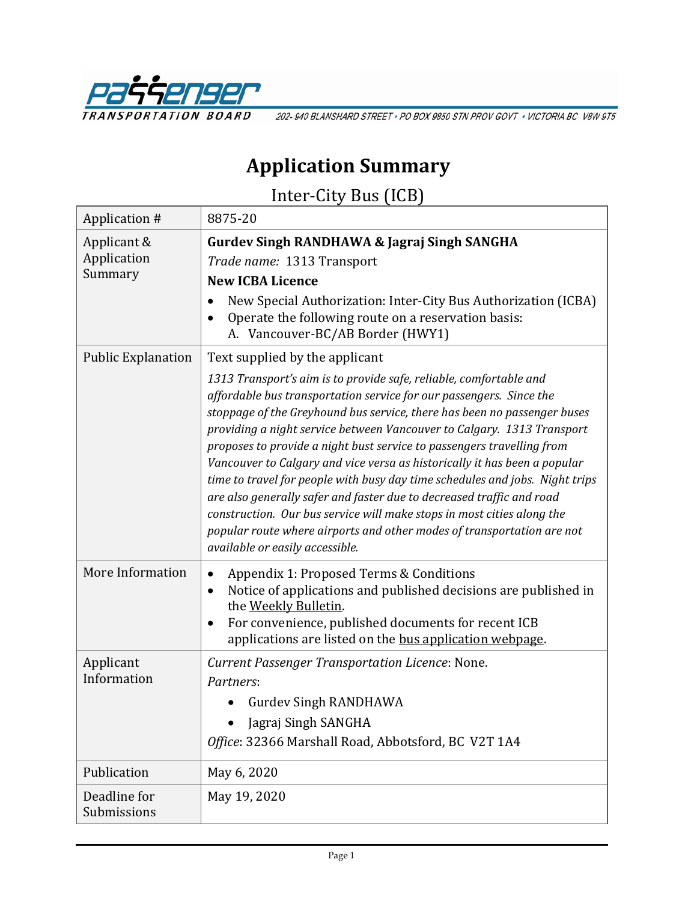PASSENGER TRANSPORTATION BOARD 202- 940 BLANSHARD STREET • PO BOX 9850 STN PROV GOVT • VICTORIA BC V8W 9T5

# Application Summary

## Inter-City Bus (ICB)

| Application # | 8875-20 |
|---|---|
| Applicant & Application Summary | **Gurdev Singh RANDHAWA & Jagraj Singh SANGHA**<br>*Trade name:* 1313 Transport<br>**New ICBA Licence**<br>• New Special Authorization: Inter-City Bus Authorization (ICBA)<br>• Operate the following route on a reservation basis:<br>A. Vancouver-BC/AB Border (HWY1) |
| Public Explanation | Text supplied by the applicant<br>*1313 Transport's aim is to provide safe, reliable, comfortable and affordable bus transportation service for our passengers. Since the stoppage of the Greyhound bus service, there has been no passenger buses providing a night service between Vancouver to Calgary. 1313 Transport proposes to provide a night bust service to passengers travelling from Vancouver to Calgary and vice versa as historically it has been a popular time to travel for people with busy day time schedules and jobs. Night trips are also generally safer and faster due to decreased traffic and road construction. Our bus service will make stops in most cities along the popular route where airports and other modes of transportation are not available or easily accessible.* |
| More Information | • Appendix 1: Proposed Terms & Conditions<br>• Notice of applications and published decisions are published in the Weekly Bulletin.<br>• For convenience, published documents for recent ICB applications are listed on the bus application webpage. |
| Applicant Information | *Current Passenger Transportation Licence*: None.<br>*Partners*:<br>• Gurdev Singh RANDHAWA<br>• Jagraj Singh SANGHA<br>*Office*: 32366 Marshall Road, Abbotsford, BC V2T 1A4 |
| Publication | May 6, 2020 |
| Deadline for Submissions | May 19, 2020 |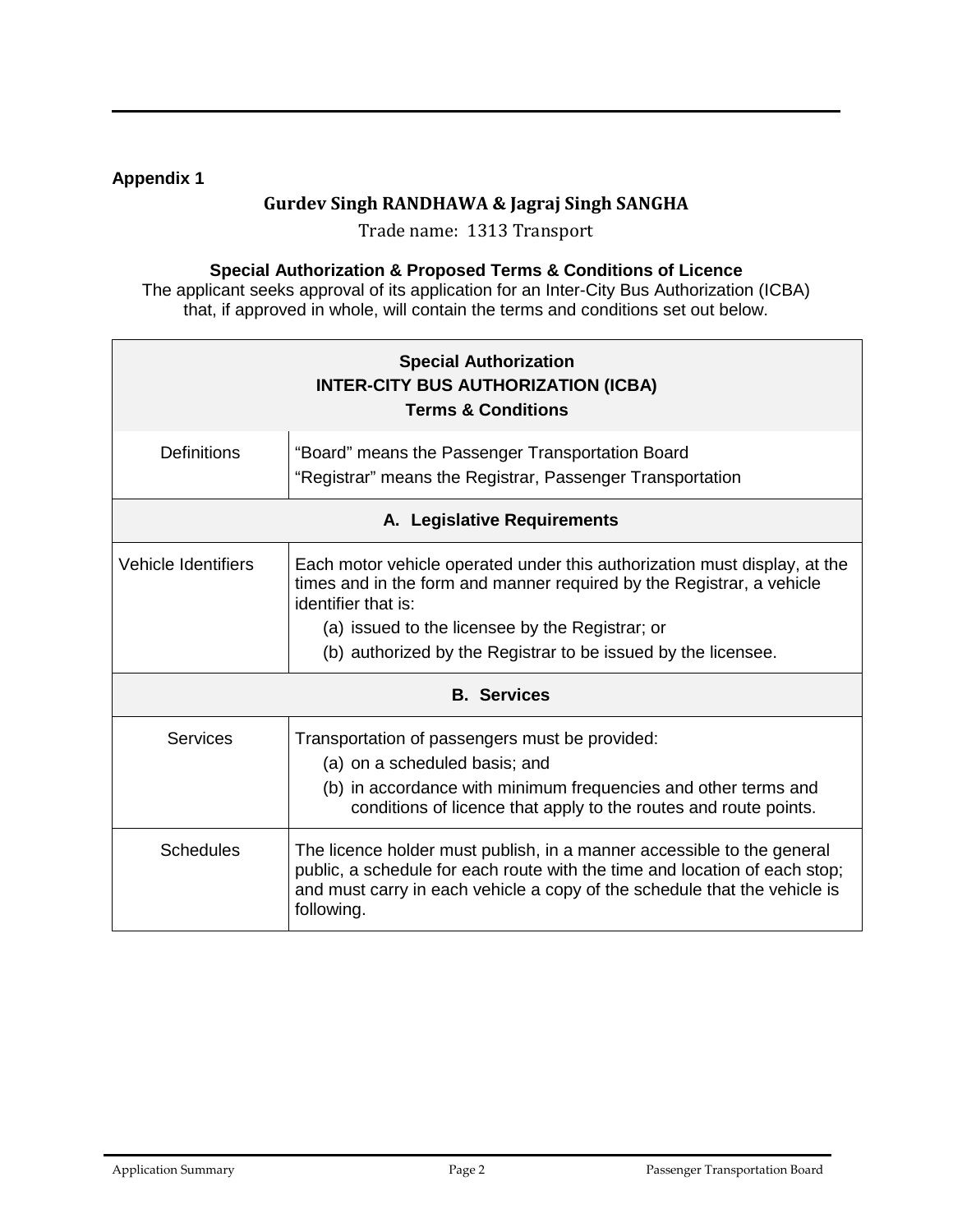**Appendix 1**

## Gurdev Singh RANDHAWA & Jagraj Singh SANGHA

Trade name: 1313 Transport

**Special Authorization & Proposed Terms & Conditions of Licence**

The applicant seeks approval of its application for an Inter-City Bus Authorization (ICBA) that, if approved in whole, will contain the terms and conditions set out below.

| **Special Authorization**<br>**INTER-CITY BUS AUTHORIZATION (ICBA)**<br>**Terms & Conditions** | |
|---|---|
| Definitions | "Board" means the Passenger Transportation Board<br>"Registrar" means the Registrar, Passenger Transportation |
| **A. Legislative Requirements** | |
| Vehicle Identifiers | Each motor vehicle operated under this authorization must display, at the times and in the form and manner required by the Registrar, a vehicle identifier that is:<br>(a) issued to the licensee by the Registrar; or<br>(b) authorized by the Registrar to be issued by the licensee. |
| **B. Services** | |
| Services | Transportation of passengers must be provided:<br>(a) on a scheduled basis; and<br>(b) in accordance with minimum frequencies and other terms and conditions of licence that apply to the routes and route points. |
| Schedules | The licence holder must publish, in a manner accessible to the general public, a schedule for each route with the time and location of each stop; and must carry in each vehicle a copy of the schedule that the vehicle is following. |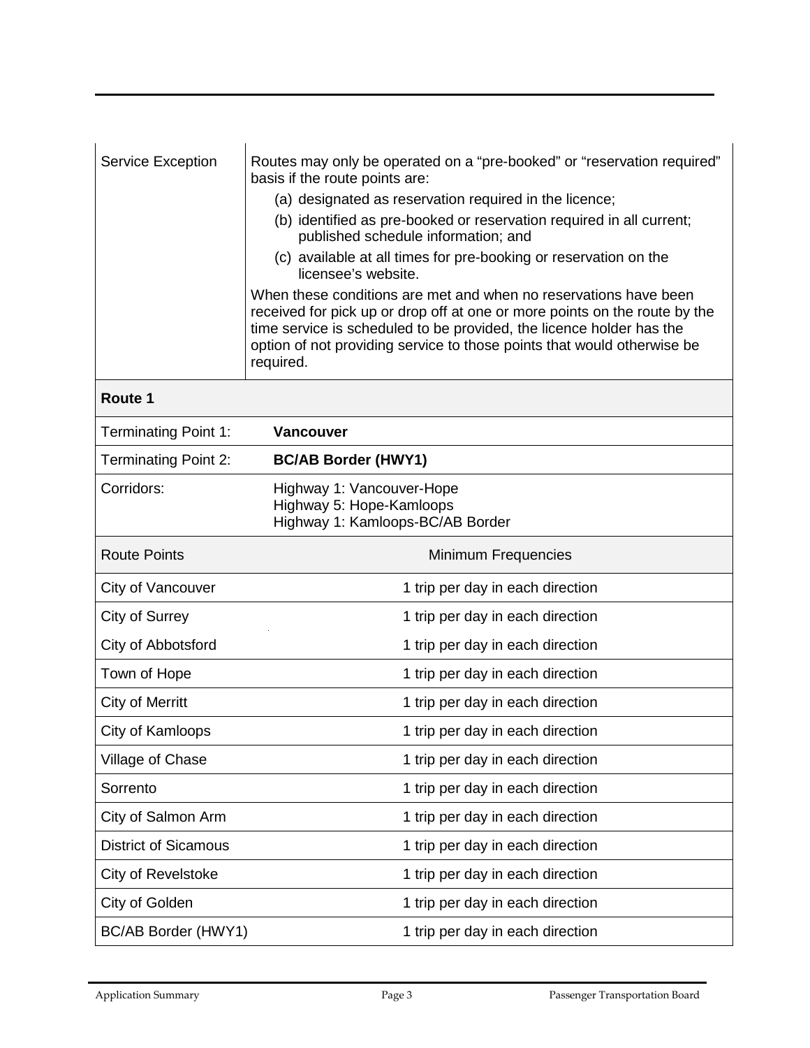| Service Exception | Routes may only be operated on a "pre-booked" or "reservation required" basis if the route points are:<br>(a) designated as reservation required in the licence;<br>(b) identified as pre-booked or reservation required in all current; published schedule information; and<br>(c) available at all times for pre-booking or reservation on the licensee's website.<br>When these conditions are met and when no reservations have been received for pick up or drop off at one or more points on the route by the time service is scheduled to be provided, the licence holder has the option of not providing service to those points that would otherwise be required. |
|---|---|

| **Route 1** | |
|---|---|
| Terminating Point 1: | **Vancouver** |
| Terminating Point 2: | **BC/AB Border (HWY1)** |
| Corridors: | Highway 1: Vancouver-Hope<br>Highway 5: Hope-Kamloops<br>Highway 1: Kamloops-BC/AB Border |
| Route Points | Minimum Frequencies |
| City of Vancouver | 1 trip per day in each direction |
| City of Surrey | 1 trip per day in each direction |
| City of Abbotsford | 1 trip per day in each direction |
| Town of Hope | 1 trip per day in each direction |
| City of Merritt | 1 trip per day in each direction |
| City of Kamloops | 1 trip per day in each direction |
| Village of Chase | 1 trip per day in each direction |
| Sorrento | 1 trip per day in each direction |
| City of Salmon Arm | 1 trip per day in each direction |
| District of Sicamous | 1 trip per day in each direction |
| City of Revelstoke | 1 trip per day in each direction |
| City of Golden | 1 trip per day in each direction |
| BC/AB Border (HWY1) | 1 trip per day in each direction |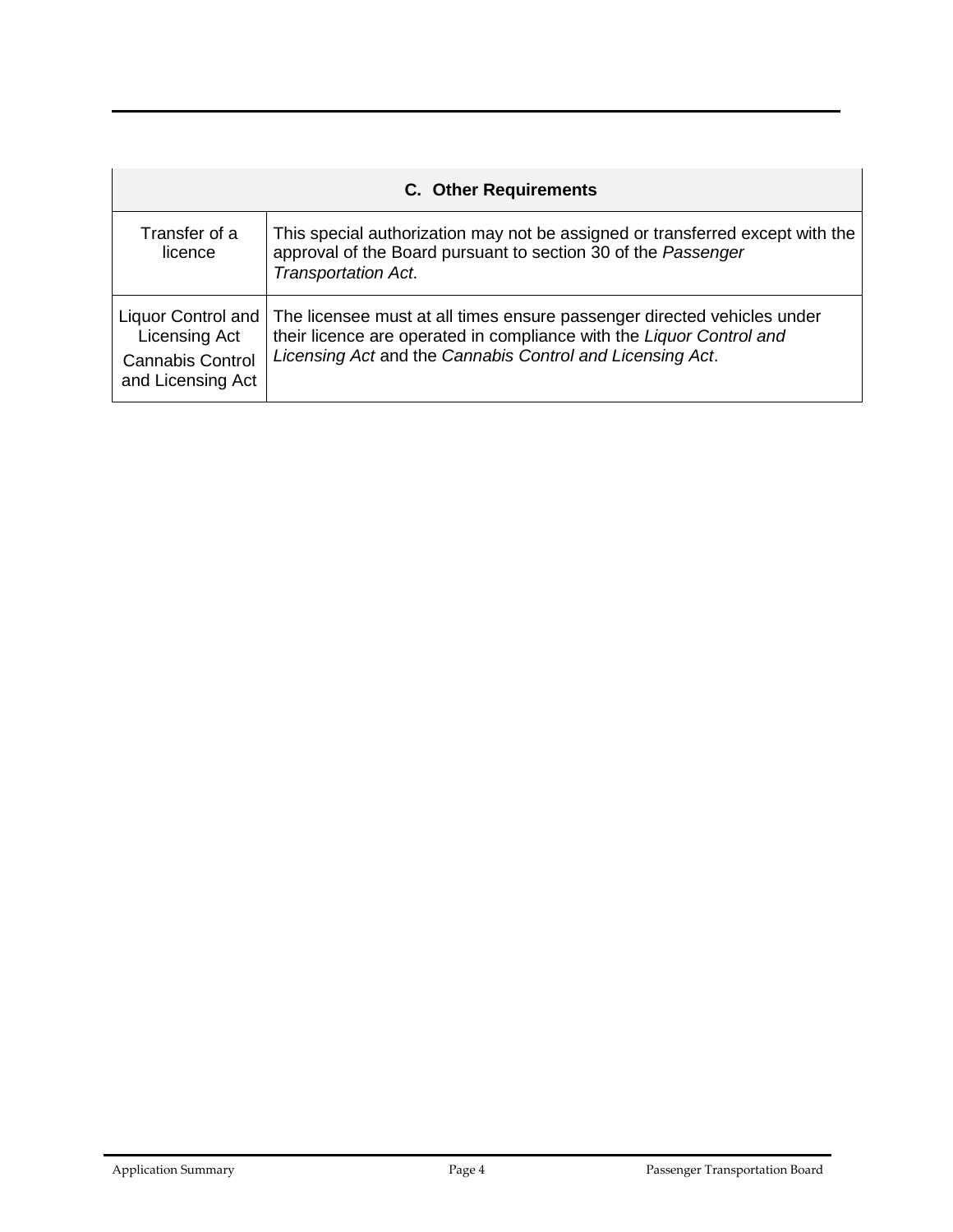| C. Other Requirements | |
|---|---|
| Transfer of a licence | This special authorization may not be assigned or transferred except with the approval of the Board pursuant to section 30 of the *Passenger Transportation Act*. |
| Liquor Control and Licensing Act<br>Cannabis Control and Licensing Act | The licensee must at all times ensure passenger directed vehicles under their licence are operated in compliance with the *Liquor Control and Licensing Act* and the *Cannabis Control and Licensing Act*. |